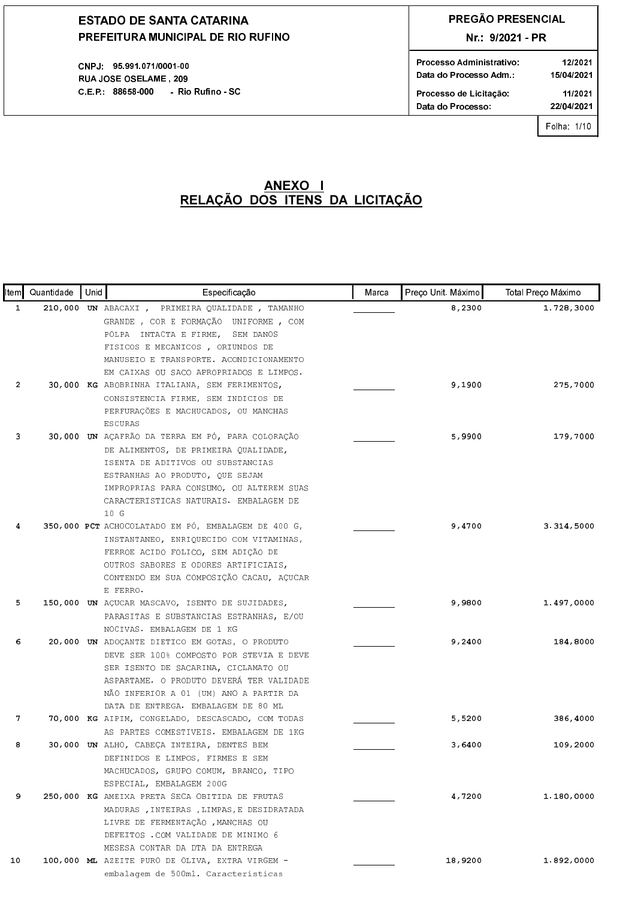**ESTADO DE SANTA CATARINA**
**PREFEITURA MUNICIPAL DE RIO RUFINO**

CNPJ: 95.991.071/0001-00
RUA JOSE OSELAME , 209
C.E.P.: 88658-000 - Rio Rufino - SC

**PREGÃO PRESENCIAL**
**Nr.: 9/2021 - PR**

| | |
|---|---|
| Processo Administrativo: | 12/2021 |
| Data do Processo Adm.: | 15/04/2021 |
| Processo de Licitação: | 11/2021 |
| Data do Processo: | 22/04/2021 |

# ANEXO I
## RELAÇÃO DOS ITENS DA LICITAÇÃO

| Item | Quantidade | Unid | Especificação | Marca | Preço Unit. Máximo | Total Preço Máximo |
|---|---|---|---|---|---|---|
| 1 | 210,000 | UN | ABACAXI , PRIMEIRA QUALIDADE , TAMANHO GRANDE , COR E FORMAÇÃO UNIFORME , COM POLPA INTACTA E FIRME, SEM DANOS FISICOS E MECANICOS , ORIUNDOS DE MANUSEIO E TRANSPORTE. ACONDICIONAMENTO EM CAIXAS OU SACO APROPRIADOS E LIMPOS. | ________ | 8,2300 | 1.728,3000 |
| 2 | 30,000 | KG | ABOBRINHA ITALIANA, SEM FERIMENTOS, CONSISTENCIA FIRME, SEM INDICIOS DE PERFURAÇÕES E MACHUCADOS, OU MANCHAS ESCURAS | ________ | 9,1900 | 275,7000 |
| 3 | 30,000 | UN | AÇAFRÃO DA TERRA EM PÓ, PARA COLORAÇÃO DE ALIMENTOS, DE PRIMEIRA QUALIDADE, ISENTA DE ADITIVOS OU SUBSTANCIAS ESTRANHAS AO PRODUTO, QUE SEJAM IMPROPRIAS PARA CONSUMO, OU ALTEREM SUAS CARACTERISTICAS NATURAIS. EMBALAGEM DE 10 G | ________ | 5,9900 | 179,7000 |
| 4 | 350,000 | PCT | ACHOCOLATADO EM PÓ, EMBALAGEM DE 400 G, INSTANTANEO, ENRIQUECIDO COM VITAMINAS, FERROE ACIDO FOLICO, SEM ADIÇÃO DE OUTROS SABORES E ODORES ARTIFICIAIS, CONTENDO EM SUA COMPOSIÇÃO CACAU, AÇUCAR E FERRO. | ________ | 9,4700 | 3.314,5000 |
| 5 | 150,000 | UN | AÇUCAR MASCAVO, ISENTO DE SUJIDADES, PARASITAS E SUBSTANCIAS ESTRANHAS, E/OU NOCIVAS. EMBALAGEM DE 1 KG | ________ | 9,9800 | 1.497,0000 |
| 6 | 20,000 | UN | ADOÇANTE DIETICO EM GOTAS, O PRODUTO DEVE SER 100% COMPOSTO POR STEVIA E DEVE SER ISENTO DE SACARINA, CICLAMATO OU ASPARTAME. O PRODUTO DEVERÁ TER VALIDADE NÃO INFERIOR A 01 (UM) ANO A PARTIR DA DATA DE ENTREGA. EMBALAGEM DE 80 ML | ________ | 9,2400 | 184,8000 |
| 7 | 70,000 | KG | AIPIM, CONGELADO, DESCASCADO, COM TODAS AS PARTES COMESTIVEIS. EMBALAGEM DE 1KG | ________ | 5,5200 | 386,4000 |
| 8 | 30,000 | UN | ALHO, CABEÇA INTEIRA, DENTES BEM DEFINIDOS E LIMPOS, FIRMES E SEM MACHUCADOS, GRUPO COMUM, BRANCO, TIPO ESPECIAL, EMBALAGEM 200G | ________ | 3,6400 | 109,2000 |
| 9 | 250,000 | KG | AMEIXA PRETA SECA OBITIDA DE FRUTAS MADURAS ,INTEIRAS ,LIMPAS,E DESIDRATADA LIVRE DE FERMENTAÇÃO ,MANCHAS OU DEFEITOS .COM VALIDADE DE MINIMO 6 MESESA CONTAR DA DTA DA ENTREGA | ________ | 4,7200 | 1.180,0000 |
| 10 | 100,000 | ML | AZEITE PURO DE OLIVA, EXTRA VIRGEM - embalagem de 500ml. Características | ________ | 18,9200 | 1.892,0000 |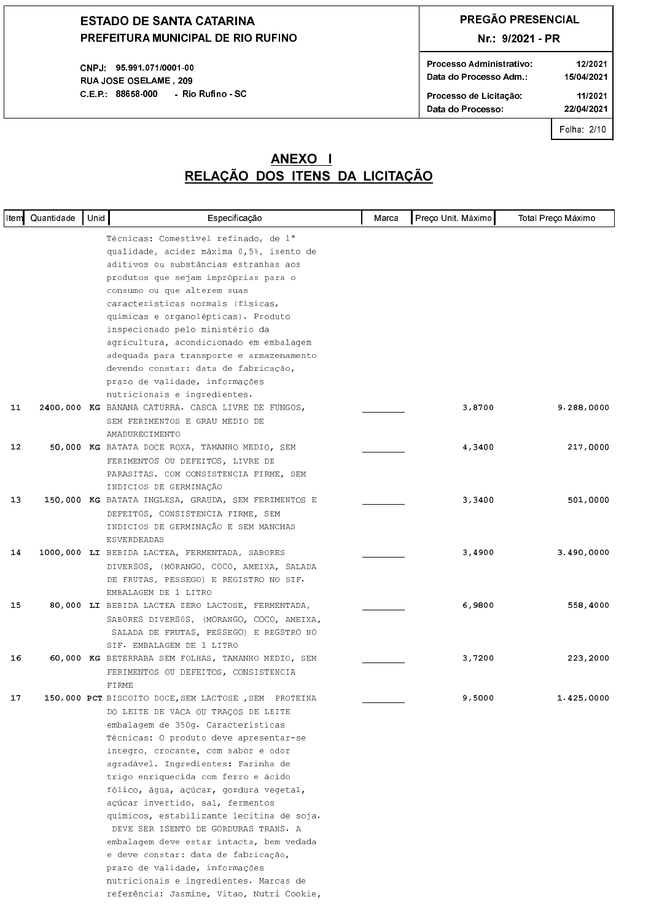## ANEXO I
## RELAÇÃO DOS ITENS DA LICITAÇÃO

| Item | Quantidade | Unid | Especificação | Marca | Preço Unit. Máximo | Total Preço Máximo |
|---|---|---|---|---|---|---|
| | | | Técnicas: Comestível refinado, de 1ª qualidade, acidez máxima 0,5%, isento de aditivos ou substâncias estranhas aos produtos que sejam impróprias para o consumo ou que alterem suas características normais (físicas, químicas e organolépticas). Produto inspecionado pelo ministério da agricultura, acondicionado em embalagem adequada para transporte e armazenamento devendo constar: data de fabricação, prazo de validade, informações nutricionais e ingredientes. | | | |
| 11 | 2400,000 | KG | BANANA CATURRA. CASCA LIVRE DE FUNGOS, SEM FERIMENTOS E GRAU MEDIO DE AMADURECIMENTO | ________ | 3,8700 | 9.288,0000 |
| 12 | 50,000 | KG | BATATA DOCE ROXA, TAMANHO MEDIO, SEM FERIMENTOS OU DEFEITOS, LIVRE DE PARASITAS. COM CONSISTENCIA FIRME, SEM INDICIOS DE GERMINAÇÃO | ________ | 4,3400 | 217,0000 |
| 13 | 150,000 | KG | BATATA INGLESA, GRAUDA, SEM FERIMENTOS E DEFEITOS, CONSISTENCIA FIRME, SEM INDICIOS DE GERMINAÇÃO E SEM MANCHAS ESVERDEADAS | ________ | 3,3400 | 501,0000 |
| 14 | 1000,000 | LI | BEBIDA LACTEA, FERMENTADA, SABORES DIVERSOS, (MORANGO, COCO, AMEIXA, SALADA DE FRUTAS, PESSEGO) E REGISTRO NO SIF. EMBALAGEM DE 1 LITRO | ________ | 3,4900 | 3.490,0000 |
| 15 | 80,000 | LI | BEBIDA LACTEA ZERO LACTOSE, FERMENTADA, SABORES DIVERS0S, (MORANGO, COCO, AMEIXA, SALADA DE FRUTAS, PESSEGO) E REGSTRO NO SIF. EMBALAGEM DE 1 LITRO | ________ | 6,9800 | 558,4000 |
| 16 | 60,000 | KG | BETERRABA SEM FOLHAS, TAMANHO MEDIO, SEM FERIMENTOS OU DEFEITOS, CONSISTENCIA FIRME | ________ | 3,7200 | 223,2000 |
| 17 | 150,000 | PCT | BISCOITO DOCE,SEM LACTOSE ,SEM PROTEINA DO LEITE DE VACA OU TRAÇOS DE LEITE embalagem de 350g. Características Técnicas: O produto deve apresentar-se integro, crocante, com sabor e odor agradável. Ingredientes: Farinha de trigo enriquecida com ferro e ácido fólico, água, açúcar, gordura vegetal, açúcar invertido, sal, fermentos químicos, estabilizante lecitina de soja. DEVE SER ISENTO DE GORDURAS TRANS. A embalagem deve estar intacta, bem vedada e deve constar: data de fabricação, prazo de validade, informações nutricionais e ingredientes. Marcas de referência: Jasmine, Vitao, Nutri Cookie, | ________ | 9,5000 | 1.425,0000 |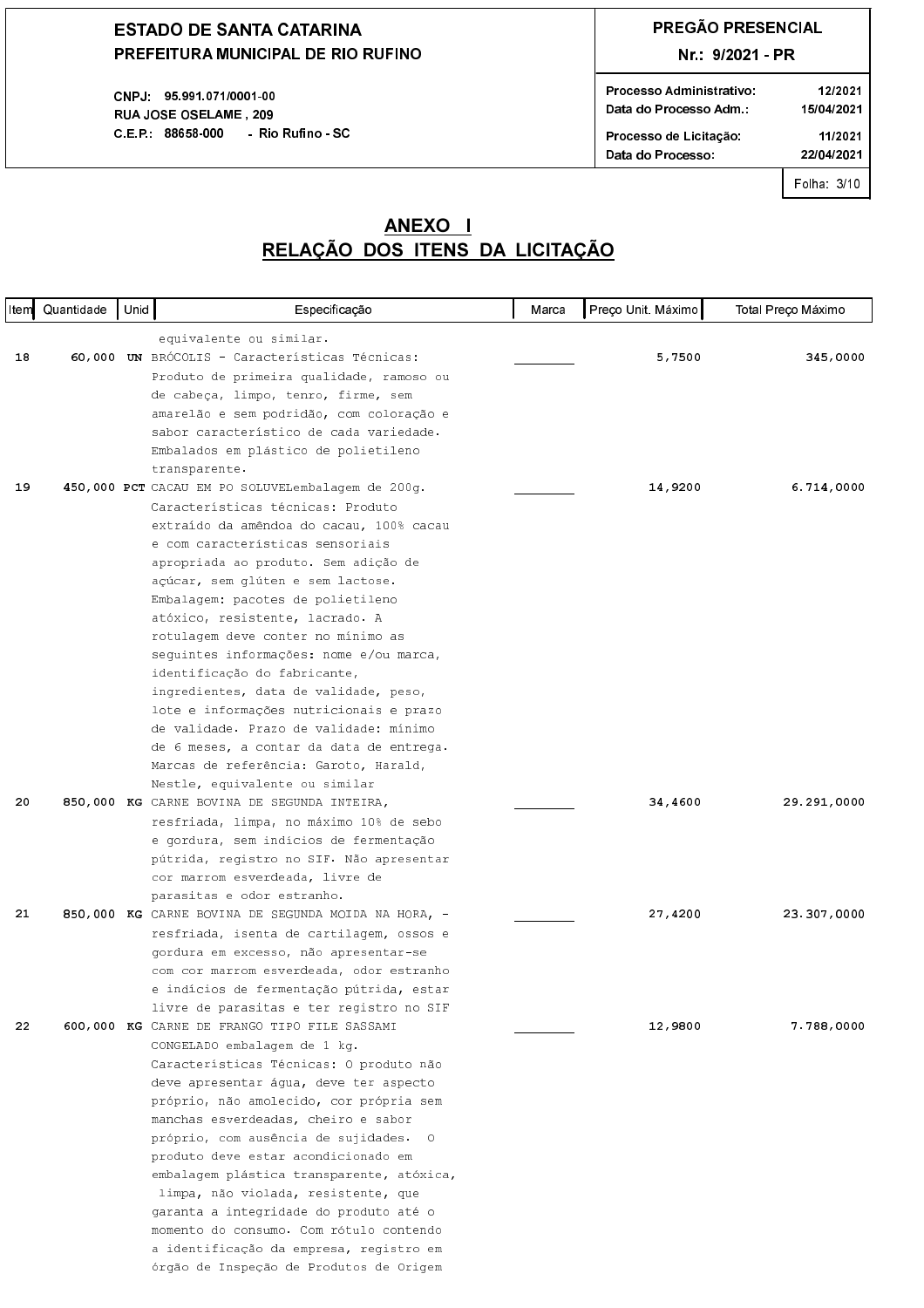| ESTADO DE SANTA CATARINA | PREGÃO PRESENCIAL |
|---|---|
| PREFEITURA MUNICIPAL DE RIO RUFINO | Nr.: 9/2021 - PR |
| CNPJ: 95.991.071/0001-00 | Processo Administrativo: 12/2021 |
| RUA JOSE OSELAME , 209 | Data do Processo Adm.: 15/04/2021 |
| C.E.P.: 88658-000 - Rio Rufino - SC | Processo de Licitação: 11/2021 |
| | Data do Processo: 22/04/2021 |

Folha: 3/10

# ANEXO I
# RELAÇÃO DOS ITENS DA LICITAÇÃO

| Item | Quantidade | Unid | Especificação | Marca | Preço Unit. Máximo | Total Preço Máximo |
|---|---|---|---|---|---|---|
| | | | equivalente ou similar. | | | |
| 18 | 60,000 | UN | BRÓCOLIS - Características Técnicas: Produto de primeira qualidade, ramoso ou de cabeça, limpo, tenro, firme, sem amarelão e sem podridão, com coloração e sabor característico de cada variedade. Embalados em plástico de polietileno transparente. | ________ | 5,7500 | 345,0000 |
| 19 | 450,000 | PCT | CACAU EM PO SOLUVELembalagem de 200g. Características técnicas: Produto extraído da amêndoa do cacau, 100% cacau e com características sensoriais apropriada ao produto. Sem adição de açúcar, sem glúten e sem lactose. Embalagem: pacotes de polietileno atóxico, resistente, lacrado. A rotulagem deve conter no mínimo as seguintes informações: nome e/ou marca, identificação do fabricante, ingredientes, data de validade, peso, lote e informações nutricionais e prazo de validade. Prazo de validade: mínimo de 6 meses, a contar da data de entrega. Marcas de referência: Garoto, Harald, Nestle, equivalente ou similar | ________ | 14,9200 | 6.714,0000 |
| 20 | 850,000 | KG | CARNE BOVINA DE SEGUNDA INTEIRA, resfriada, limpa, no máximo 10% de sebo e gordura, sem indícios de fermentação pútrida, registro no SIF. Não apresentar cor marrom esverdeada, livre de parasitas e odor estranho. | ________ | 34,4600 | 29.291,0000 |
| 21 | 850,000 | KG | CARNE BOVINA DE SEGUNDA MOIDA NA HORA, - resfriada, isenta de cartilagem, ossos e gordura em excesso, não apresentar-se com cor marrom esverdeada, odor estranho e indícios de fermentação pútrida, estar livre de parasitas e ter registro no SIF | ________ | 27,4200 | 23.307,0000 |
| 22 | 600,000 | KG | CARNE DE FRANGO TIPO FILE SASSAMI CONGELADO embalagem de 1 kg. Características Técnicas: O produto não deve apresentar água, deve ter aspecto próprio, não amolecido, cor própria sem manchas esverdeadas, cheiro e sabor próprio, com ausência de sujidades. O produto deve estar acondicionado em embalagem plástica transparente, atóxica, limpa, não violada, resistente, que garanta a integridade do produto até o momento do consumo. Com rótulo contendo a identificação da empresa, registro em órgão de Inspeção de Produtos de Origem | ________ | 12,9800 | 7.788,0000 |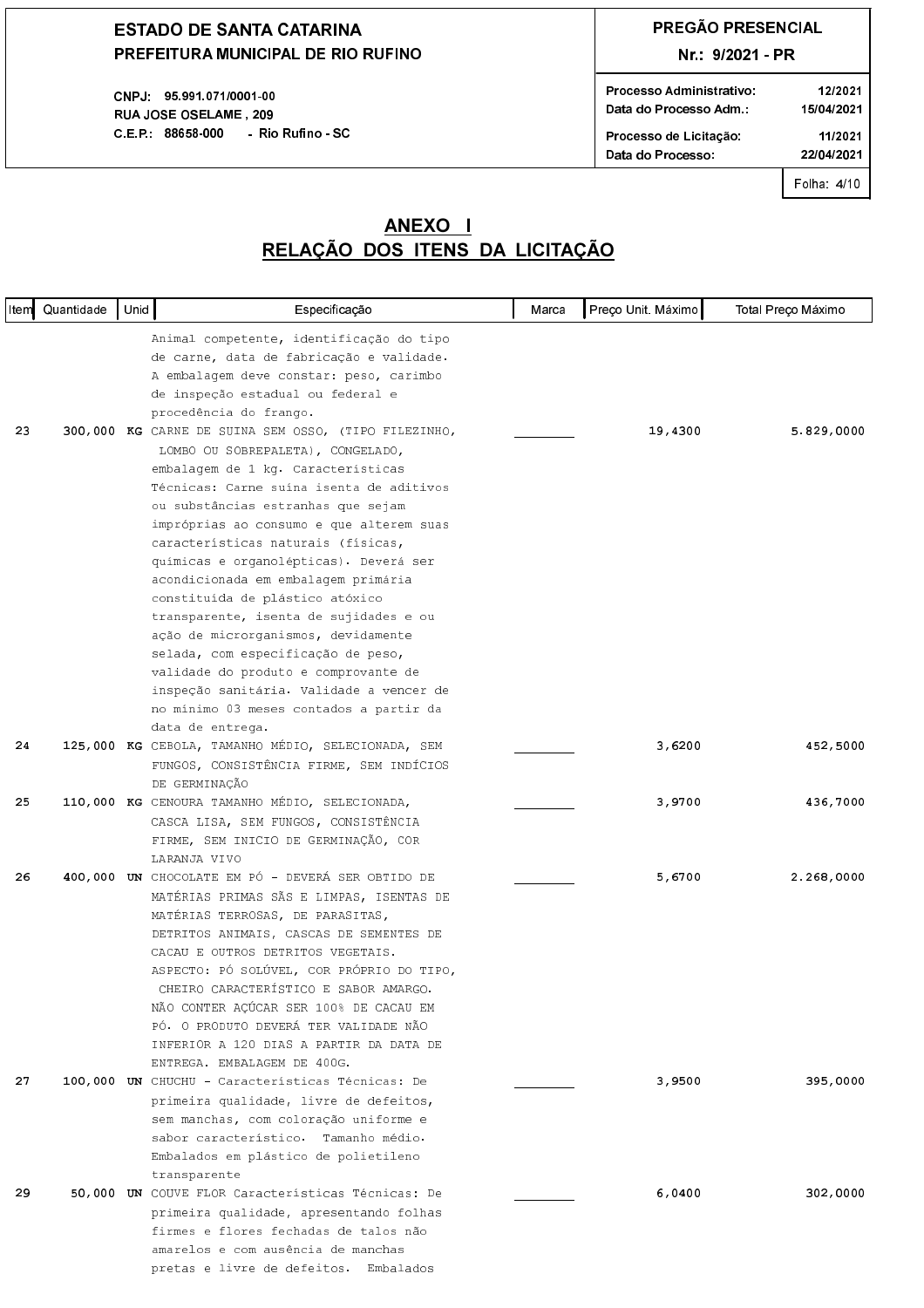**ESTADO DE SANTA CATARINA**
**PREFEITURA MUNICIPAL DE RIO RUFINO**

CNPJ: 95.991.071/0001-00
RUA JOSE OSELAME , 209
C.E.P.: 88658-000 - Rio Rufino - SC

**PREGÃO PRESENCIAL**
**Nr.: 9/2021 - PR**

| | |
|---|---|
| Processo Administrativo: | 12/2021 |
| Data do Processo Adm.: | 15/04/2021 |
| Processo de Licitação: | 11/2021 |
| Data do Processo: | 22/04/2021 |

Folha: 4/10

## ANEXO I
## RELAÇÃO DOS ITENS DA LICITAÇÃO

| Item | Quantidade | Unid | Especificação | Marca | Preço Unit. Máximo | Total Preço Máximo |
|---|---|---|---|---|---|---|
| | | | Animal competente, identificação do tipo de carne, data de fabricação e validade. A embalagem deve constar: peso, carimbo de inspeção estadual ou federal e procedência do frango. | | | |
| 23 | 300,000 | KG | CARNE DE SUINA SEM OSSO, (TIPO FILEZINHO, LOMBO OU SOBREPALETA), CONGELADO, embalagem de 1 kg. Características Técnicas: Carne suína isenta de aditivos ou substâncias estranhas que sejam impróprias ao consumo e que alterem suas características naturais (físicas, químicas e organolépticas). Deverá ser acondicionada em embalagem primária constituída de plástico atóxico transparente, isenta de sujidades e ou ação de microrganismos, devidamente selada, com especificação de peso, validade do produto e comprovante de inspeção sanitária. Validade a vencer de no mínimo 03 meses contados a partir da data de entrega. | ________ | 19,4300 | 5.829,0000 |
| 24 | 125,000 | KG | CEBOLA, TAMANHO MÉDIO, SELECIONADA, SEM FUNGOS, CONSISTÊNCIA FIRME, SEM INDÍCIOS DE GERMINAÇÃO | ________ | 3,6200 | 452,5000 |
| 25 | 110,000 | KG | CENOURA TAMANHO MÉDIO, SELECIONADA, CASCA LISA, SEM FUNGOS, CONSISTÊNCIA FIRME, SEM INICIO DE GERMINAÇÃO, COR LARANJA VIVO | ________ | 3,9700 | 436,7000 |
| 26 | 400,000 | UN | CHOCOLATE EM PÓ - DEVERÁ SER OBTIDO DE MATÉRIAS PRIMAS SÃS E LIMPAS, ISENTAS DE MATÉRIAS TERROSAS, DE PARASITAS, DETRITOS ANIMAIS, CASCAS DE SEMENTES DE CACAU E OUTROS DETRITOS VEGETAIS. ASPECTO: PÓ SOLÚVEL, COR PRÓPRIO DO TIPO, CHEIRO CARACTERÍSTICO E SABOR AMARGO. NÃO CONTER AÇÚCAR SER 100% DE CACAU EM PÓ. O PRODUTO DEVERÁ TER VALIDADE NÃO INFERIOR A 120 DIAS A PARTIR DA DATA DE ENTREGA. EMBALAGEM DE 400G. | ________ | 5,6700 | 2.268,0000 |
| 27 | 100,000 | UN | CHUCHU - Características Técnicas: De primeira qualidade, livre de defeitos, sem manchas, com coloração uniforme e sabor característico. Tamanho médio. Embalados em plástico de polietileno transparente | ________ | 3,9500 | 395,0000 |
| 29 | 50,000 | UN | COUVE FLOR Características Técnicas: De primeira qualidade, apresentando folhas firmes e flores fechadas de talos não amarelos e com ausência de manchas pretas e livre de defeitos. Embalados | ________ | 6,0400 | 302,0000 |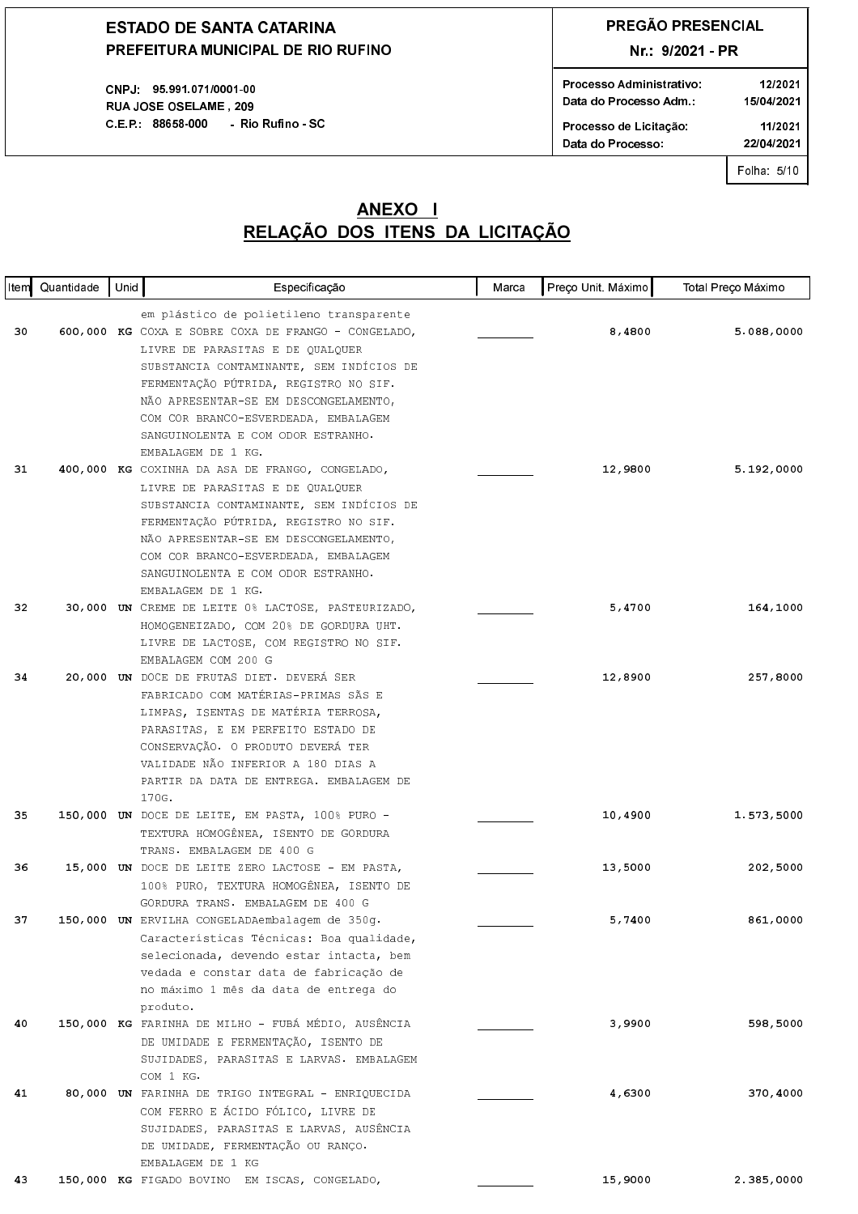**ESTADO DE SANTA CATARINA**
**PREFEITURA MUNICIPAL DE RIO RUFINO**

CNPJ: 95.991.071/0001-00
RUA JOSE OSELAME , 209
C.E.P.: 88658-000 - Rio Rufino - SC

**PREGÃO PRESENCIAL**
**Nr.: 9/2021 - PR**

| | |
|---|---|
| Processo Administrativo: | 12/2021 |
| Data do Processo Adm.: | 15/04/2021 |
| Processo de Licitação: | 11/2021 |
| Data do Processo: | 22/04/2021 |

Folha: 5/10

## ANEXO I
## RELAÇÃO DOS ITENS DA LICITAÇÃO

| Item | Quantidade | Unid | Especificação | Marca | Preço Unit. Máximo | Total Preço Máximo |
|---|---|---|---|---|---|---|
| | | | em plástico de polietileno transparente | | | |
| 30 | 600,000 | KG | COXA E SOBRE COXA DE FRANGO - CONGELADO, LIVRE DE PARASITAS E DE QUALQUER SUBSTANCIA CONTAMINANTE, SEM INDÍCIOS DE FERMENTAÇÃO PÚTRIDA, REGISTRO NO SIF. NÃO APRESENTAR-SE EM DESCONGELAMENTO, COM COR BRANCO-ESVERDEADA, EMBALAGEM SANGUINOLENTA E COM ODOR ESTRANHO. EMBALAGEM DE 1 KG. | ________ | 8,4800 | 5.088,0000 |
| 31 | 400,000 | KG | COXINHA DA ASA DE FRANGO, CONGELADO, LIVRE DE PARASITAS E DE QUALQUER SUBSTANCIA CONTAMINANTE, SEM INDÍCIOS DE FERMENTAÇÃO PÚTRIDA, REGISTRO NO SIF. NÃO APRESENTAR-SE EM DESCONGELAMENTO, COM COR BRANCO-ESVERDEADA, EMBALAGEM SANGUINOLENTA E COM ODOR ESTRANHO. EMBALAGEM DE 1 KG. | ________ | 12,9800 | 5.192,0000 |
| 32 | 30,000 | UN | CREME DE LEITE 0% LACTOSE, PASTEURIZADO, HOMOGENEIZADO, COM 20% DE GORDURA UHT. LIVRE DE LACTOSE, COM REGISTRO NO SIF. EMBALAGEM COM 200 G | ________ | 5,4700 | 164,1000 |
| 34 | 20,000 | UN | DOCE DE FRUTAS DIET. DEVERÁ SER FABRICADO COM MATÉRIAS-PRIMAS SÃS E LIMPAS, ISENTAS DE MATÉRIA TERROSA, PARASITAS, E EM PERFEITO ESTADO DE CONSERVAÇÃO. O PRODUTO DEVERÁ TER VALIDADE NÃO INFERIOR A 180 DIAS A PARTIR DA DATA DE ENTREGA. EMBALAGEM DE 170G. | ________ | 12,8900 | 257,8000 |
| 35 | 150,000 | UN | DOCE DE LEITE, EM PASTA, 100% PURO - TEXTURA HOMOGÊNEA, ISENTO DE GORDURA TRANS. EMBALAGEM DE 400 G | ________ | 10,4900 | 1.573,5000 |
| 36 | 15,000 | UN | DOCE DE LEITE ZERO LACTOSE - EM PASTA, 100% PURO, TEXTURA HOMOGÊNEA, ISENTO DE GORDURA TRANS. EMBALAGEM DE 400 G | ________ | 13,5000 | 202,5000 |
| 37 | 150,000 | UN | ERVILHA CONGELADAembalagem de 350g. Características Técnicas: Boa qualidade, selecionada, devendo estar intacta, bem vedada e constar data de fabricação de no máximo 1 mês da data de entrega do produto. | ________ | 5,7400 | 861,0000 |
| 40 | 150,000 | KG | FARINHA DE MILHO - FUBÁ MÉDIO, AUSÊNCIA DE UMIDADE E FERMENTAÇÃO, ISENTO DE SUJIDADES, PARASITAS E LARVAS. EMBALAGEM COM 1 KG. | ________ | 3,9900 | 598,5000 |
| 41 | 80,000 | UN | FARINHA DE TRIGO INTEGRAL - ENRIQUECIDA COM FERRO E ÁCIDO FÓLICO, LIVRE DE SUJIDADES, PARASITAS E LARVAS, AUSÊNCIA DE UMIDADE, FERMENTAÇÃO OU RANÇO. EMBALAGEM DE 1 KG | ________ | 4,6300 | 370,4000 |
| 43 | 150,000 | KG | FIGADO BOVINO EM ISCAS, CONGELADO, | ________ | 15,9000 | 2.385,0000 |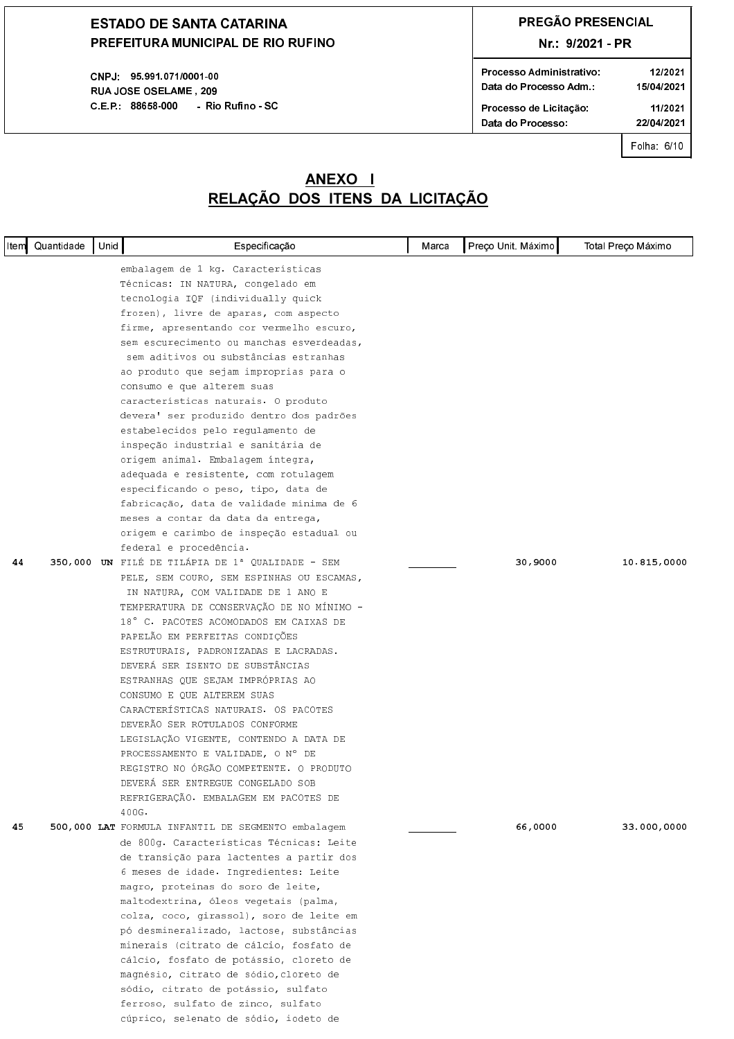ESTADO DE SANTA CATARINA
PREFEITURA MUNICIPAL DE RIO RUFINO

CNPJ: 95.991.071/0001-00
RUA JOSE OSELAME , 209
C.E.P.: 88658-000 - Rio Rufino - SC

PREGÃO PRESENCIAL
Nr.: 9/2021 - PR

Processo Administrativo: 12/2021
Data do Processo Adm.: 15/04/2021
Processo de Licitação: 11/2021
Data do Processo: 22/04/2021

Folha: 6/10

## ANEXO I
## RELAÇÃO DOS ITENS DA LICITAÇÃO

| Item | Quantidade | Unid | Especificação | Marca | Preço Unit. Máximo | Total Preço Máximo |
|---|---|---|---|---|---|---|
| | | | embalagem de 1 kg. Características Técnicas: IN NATURA, congelado em tecnologia IQF (individually quick frozen), livre de aparas, com aspecto firme, apresentando cor vermelho escuro, sem escurecimento ou manchas esverdeadas, sem aditivos ou substâncias estranhas ao produto que sejam improprias para o consumo e que alterem suas características naturais. O produto devera' ser produzido dentro dos padrões estabelecidos pelo regulamento de inspeção industrial e sanitária de origem animal. Embalagem íntegra, adequada e resistente, com rotulagem especificando o peso, tipo, data de fabricação, data de validade mínima de 6 meses a contar da data da entrega, origem e carimbo de inspeção estadual ou federal e procedência. | | | |
| 44 | 350,000 | UN | FILÉ DE TILÁPIA DE 1ª QUALIDADE - SEM PELE, SEM COURO, SEM ESPINHAS OU ESCAMAS, IN NATURA, COM VALIDADE DE 1 ANO E TEMPERATURA DE CONSERVAÇÃO DE NO MÍNIMO -18° C. PACOTES ACOMODADOS EM CAIXAS DE PAPELÃO EM PERFEITAS CONDIÇÕES ESTRUTURAIS, PADRONIZADAS E LACRADAS. DEVERÁ SER ISENTO DE SUBSTÂNCIAS ESTRANHAS QUE SEJAM IMPRÓPRIAS AO CONSUMO E QUE ALTEREM SUAS CARACTERÍSTICAS NATURAIS. OS PACOTES DEVERÃO SER ROTULADOS CONFORME LEGISLAÇÃO VIGENTE, CONTENDO A DATA DE PROCESSAMENTO E VALIDADE, O Nº DE REGISTRO NO ÓRGÃO COMPETENTE. O PRODUTO DEVERÁ SER ENTREGUE CONGELADO SOB REFRIGERAÇÃO. EMBALAGEM EM PACOTES DE 400G. | ________ | 30,9000 | 10.815,0000 |
| 45 | 500,000 | LAT | FORMULA INFANTIL DE SEGMENTO embalagem de 800g. Características Técnicas: Leite de transição para lactentes a partir dos 6 meses de idade. Ingredientes: Leite magro, proteínas do soro de leite, maltodextrina, óleos vegetais (palma, colza, coco, girassol), soro de leite em pó desmineralizado, lactose, substâncias minerais (citrato de cálcio, fosfato de cálcio, fosfato de potássio, cloreto de magnésio, citrato de sódio,cloreto de sódio, citrato de potássio, sulfato ferroso, sulfato de zinco, sulfato cúprico, selenato de sódio, iodeto de | ________ | 66,0000 | 33.000,0000 |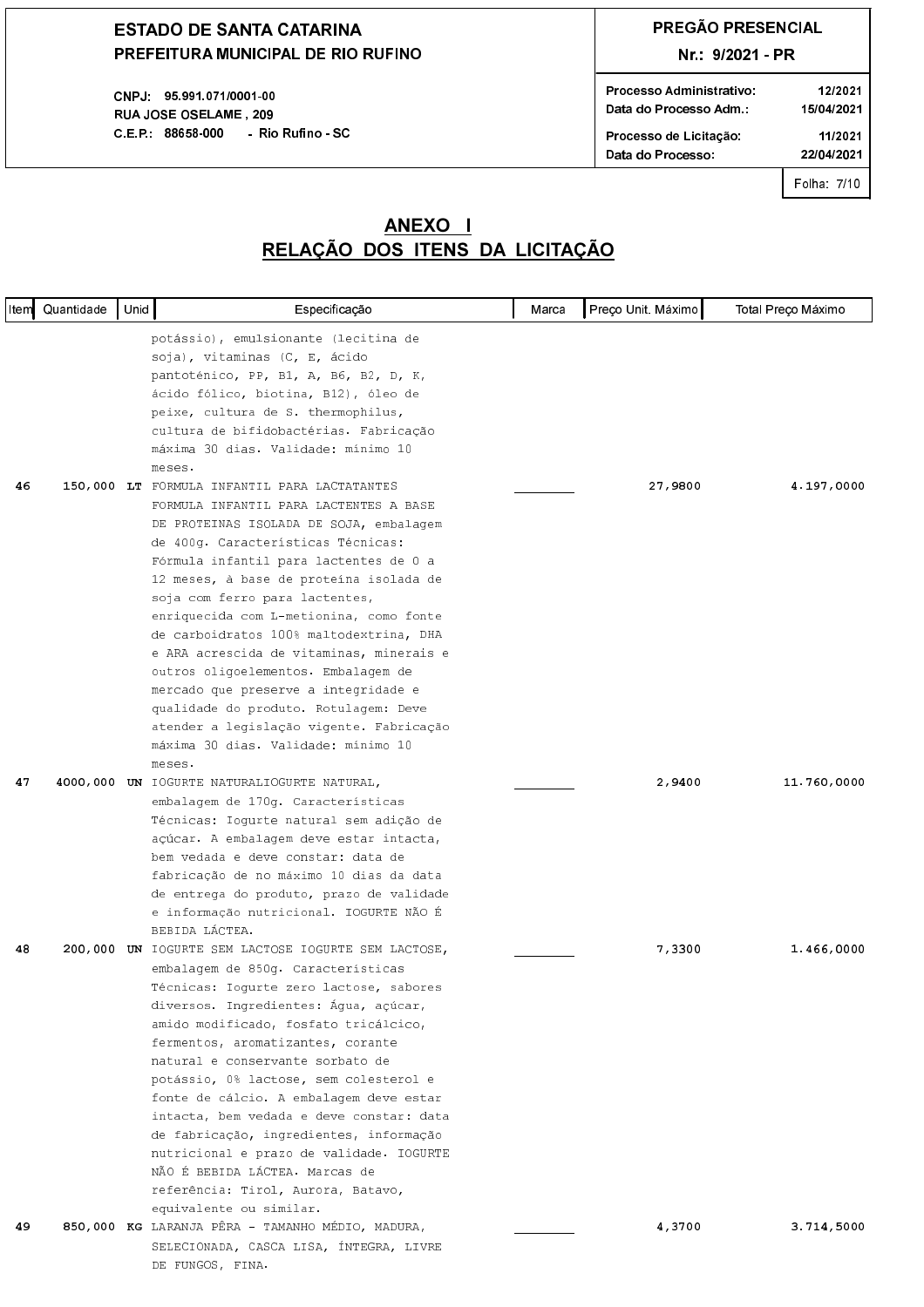**ESTADO DE SANTA CATARINA**
**PREFEITURA MUNICIPAL DE RIO RUFINO**

CNPJ: 95.991.071/0001-00
RUA JOSE OSELAME , 209
C.E.P.: 88658-000 - Rio Rufino - SC

**PREGÃO PRESENCIAL**
**Nr.: 9/2021 - PR**

| | |
|---|---|
| Processo Administrativo: | 12/2021 |
| Data do Processo Adm.: | 15/04/2021 |
| Processo de Licitação: | 11/2021 |
| Data do Processo: | 22/04/2021 |

Folha: 7/10

## ANEXO I
## RELAÇÃO DOS ITENS DA LICITAÇÃO

| Item | Quantidade | Unid | Especificação | Marca | Preço Unit. Máximo | Total Preço Máximo |
|---|---|---|---|---|---|---|
| | | | potássio), emulsionante (lecitina de soja), vitaminas (C, E, ácido pantoténico, PP, B1, A, B6, B2, D, K, ácido fólico, biotina, B12), óleo de peixe, cultura de S. thermophilus, cultura de bifidobactérias. Fabricação máxima 30 dias. Validade: mínimo 10 meses. | | | |
| 46 | 150,000 | LT | FORMULA INFANTIL PARA LACTATANTES FORMULA INFANTIL PARA LACTENTES A BASE DE PROTEINAS ISOLADA DE SOJA, embalagem de 400g. Características Técnicas: Fórmula infantil para lactentes de 0 a 12 meses, à base de proteína isolada de soja com ferro para lactentes, enriquecida com L-metionina, como fonte de carboidratos 100% maltodextrina, DHA e ARA acrescida de vitaminas, minerais e outros oligoelementos. Embalagem de mercado que preserve a integridade e qualidade do produto. Rotulagem: Deve atender a legislação vigente. Fabricação máxima 30 dias. Validade: mínimo 10 meses. | ________ | 27,9800 | 4.197,0000 |
| 47 | 4000,000 | UN | IOGURTE NATURALIOGURTE NATURAL, embalagem de 170g. Características Técnicas: Iogurte natural sem adição de açúcar. A embalagem deve estar intacta, bem vedada e deve constar: data de fabricação de no máximo 10 dias da data de entrega do produto, prazo de validade e informação nutricional. IOGURTE NÃO É BEBIDA LÁCTEA. | ________ | 2,9400 | 11.760,0000 |
| 48 | 200,000 | UN | IOGURTE SEM LACTOSE IOGURTE SEM LACTOSE, embalagem de 850g. Características Técnicas: Iogurte zero lactose, sabores diversos. Ingredientes: Água, açúcar, amido modificado, fosfato tricálcico, fermentos, aromatizantes, corante natural e conservante sorbato de potássio, 0% lactose, sem colesterol e fonte de cálcio. A embalagem deve estar intacta, bem vedada e deve constar: data de fabricação, ingredientes, informação nutricional e prazo de validade. IOGURTE NÃO É BEBIDA LÁCTEA. Marcas de referência: Tirol, Aurora, Batavo, equivalente ou similar. | ________ | 7,3300 | 1.466,0000 |
| 49 | 850,000 | KG | LARANJA PÊRA - TAMANHO MÉDIO, MADURA, SELECIONADA, CASCA LISA, ÍNTEGRA, LIVRE DE FUNGOS, FINA. | ________ | 4,3700 | 3.714,5000 |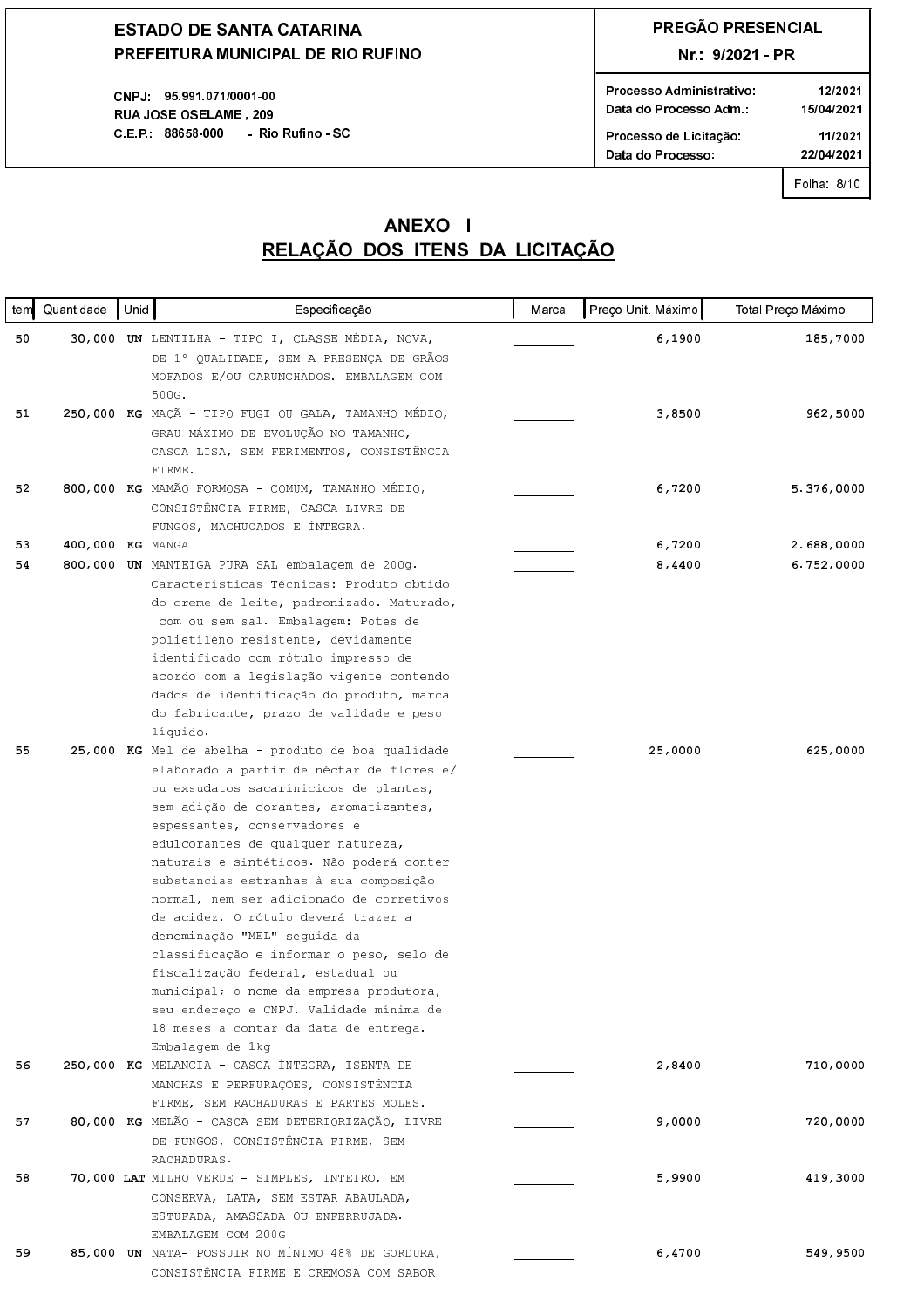**ESTADO DE SANTA CATARINA**
**PREFEITURA MUNICIPAL DE RIO RUFINO**

CNPJ: 95.991.071/0001-00
RUA JOSE OSELAME , 209
C.E.P.: 88658-000 - Rio Rufino - SC

**PREGÃO PRESENCIAL**
**Nr.: 9/2021 - PR**

Processo Administrativo: 12/2021
Data do Processo Adm.: 15/04/2021
Processo de Licitação: 11/2021
Data do Processo: 22/04/2021

## ANEXO I
## RELAÇÃO DOS ITENS DA LICITAÇÃO

| Item | Quantidade | Unid | Especificação | Marca | Preço Unit. Máximo | Total Preço Máximo |
|---|---|---|---|---|---|---|
| 50 | 30,000 | UN | LENTILHA - TIPO I, CLASSE MÉDIA, NOVA, DE 1° QUALIDADE, SEM A PRESENÇA DE GRÃOS MOFADOS E/OU CARUNCHADOS. EMBALAGEM COM 500G. | ________ | 6,1900 | 185,7000 |
| 51 | 250,000 | KG | MAÇÃ - TIPO FUGI OU GALA, TAMANHO MÉDIO, GRAU MÁXIMO DE EVOLUÇÃO NO TAMANHO, CASCA LISA, SEM FERIMENTOS, CONSISTÊNCIA FIRME. | ________ | 3,8500 | 962,5000 |
| 52 | 800,000 | KG | MAMÃO FORMOSA - COMUM, TAMANHO MÉDIO, CONSISTÊNCIA FIRME, CASCA LIVRE DE FUNGOS, MACHUCADOS E ÍNTEGRA. | ________ | 6,7200 | 5.376,0000 |
| 53 | 400,000 | KG | MANGA | ________ | 6,7200 | 2.688,0000 |
| 54 | 800,000 | UN | MANTEIGA PURA SAL embalagem de 200g. Características Técnicas: Produto obtido do creme de leite, padronizado. Maturado, com ou sem sal. Embalagem: Potes de polietileno resistente, devidamente identificado com rótulo impresso de acordo com a legislação vigente contendo dados de identificação do produto, marca do fabricante, prazo de validade e peso líquido. | ________ | 8,4400 | 6.752,0000 |
| 55 | 25,000 | KG | Mel de abelha - produto de boa qualidade elaborado a partir de néctar de flores e/ ou exsudatos sacarinicicos de plantas, sem adição de corantes, aromatizantes, espessantes, conservadores e edulcorantes de qualquer natureza, naturais e sintéticos. Não poderá conter substancias estranhas à sua composição normal, nem ser adicionado de corretivos de acidez. O rótulo deverá trazer a denominação "MEL" seguida da classificação e informar o peso, selo de fiscalização federal, estadual ou municipal; o nome da empresa produtora, seu endereço e CNPJ. Validade mínima de 18 meses a contar da data de entrega. Embalagem de 1kg | ________ | 25,0000 | 625,0000 |
| 56 | 250,000 | KG | MELANCIA - CASCA ÍNTEGRA, ISENTA DE MANCHAS E PERFURAÇÕES, CONSISTÊNCIA FIRME, SEM RACHADURAS E PARTES MOLES. | ________ | 2,8400 | 710,0000 |
| 57 | 80,000 | KG | MELÃO - CASCA SEM DETERIORIZAÇÃO, LIVRE DE FUNGOS, CONSISTÊNCIA FIRME, SEM RACHADURAS. | ________ | 9,0000 | 720,0000 |
| 58 | 70,000 | LAT | MILHO VERDE - SIMPLES, INTEIRO, EM CONSERVA, LATA, SEM ESTAR ABAULADA, ESTUFADA, AMASSADA OU ENFERRUJADA. EMBALAGEM COM 200G | ________ | 5,9900 | 419,3000 |
| 59 | 85,000 | UN | NATA- POSSUIR NO MÍNIMO 48% DE GORDURA, CONSISTÊNCIA FIRME E CREMOSA COM SABOR | ________ | 6,4700 | 549,9500 |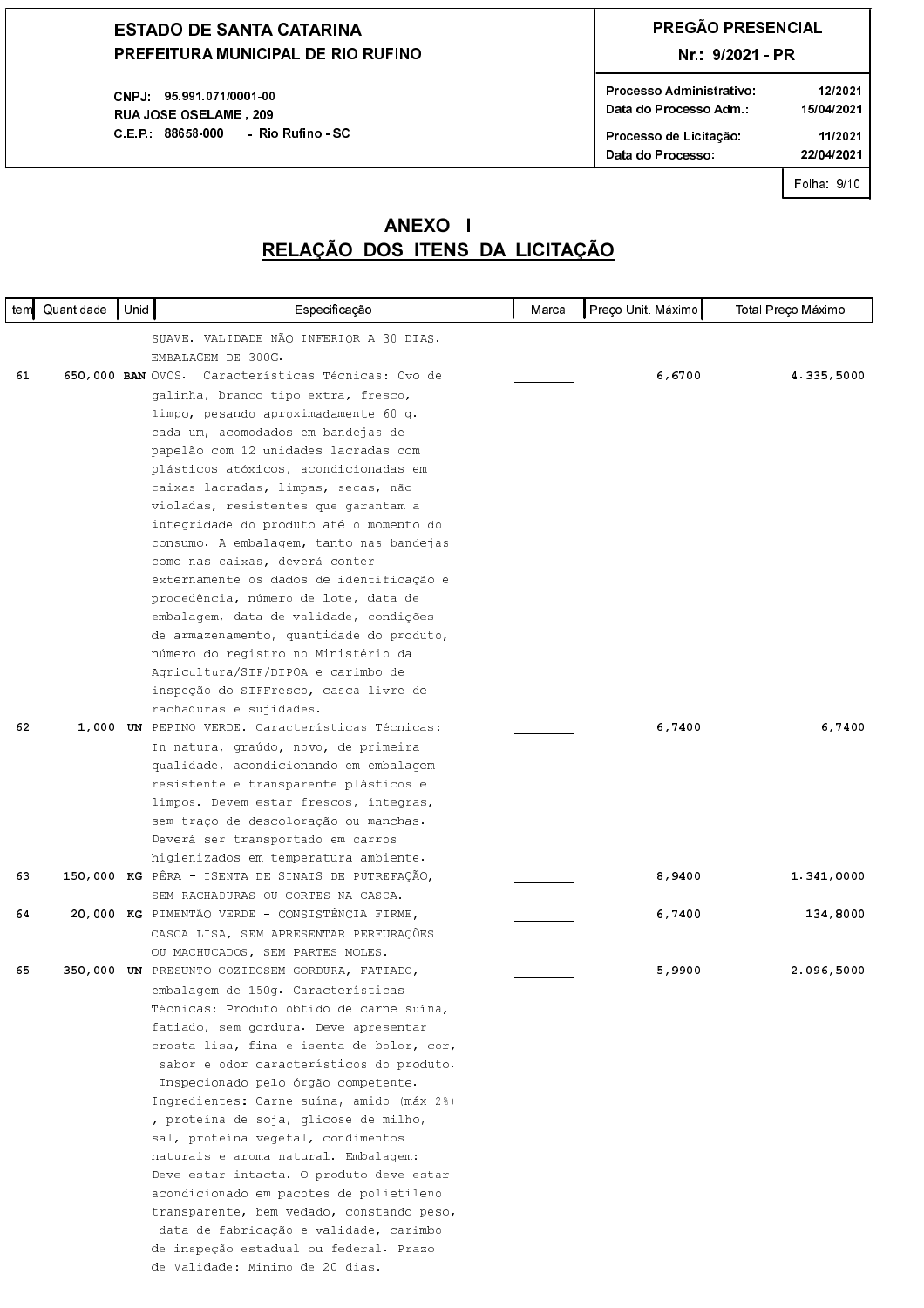**ESTADO DE SANTA CATARINA**
**PREFEITURA MUNICIPAL DE RIO RUFINO**

CNPJ: 95.991.071/0001-00
RUA JOSE OSELAME , 209
C.E.P.: 88658-000 - Rio Rufino - SC

**PREGÃO PRESENCIAL**
**Nr.: 9/2021 - PR**

Processo Administrativo: 12/2021
Data do Processo Adm.: 15/04/2021
Processo de Licitação: 11/2021
Data do Processo: 22/04/2021

Folha: 9/10

## ANEXO I
## RELAÇÃO DOS ITENS DA LICITAÇÃO

| Item | Quantidade | Unid | Especificação | Marca | Preço Unit. Máximo | Total Preço Máximo |
|---|---|---|---|---|---|---|
| | | | SUAVE. VALIDADE NÃO INFERIOR A 30 DIAS. EMBALAGEM DE 300G. | | | |
| 61 | 650,000 | BAN | OVOS. Características Técnicas: Ovo de galinha, branco tipo extra, fresco, limpo, pesando aproximadamente 60 g. cada um, acomodados em bandejas de papelão com 12 unidades lacradas com plásticos atóxicos, acondicionadas em caixas lacradas, limpas, secas, não violadas, resistentes que garantam a integridade do produto até o momento do consumo. A embalagem, tanto nas bandejas como nas caixas, deverá conter externamente os dados de identificação e procedência, número de lote, data de embalagem, data de validade, condições de armazenamento, quantidade do produto, número do registro no Ministério da Agricultura/SIF/DIPOA e carimbo de inspeção do SIFFresco, casca livre de rachaduras e sujidades. | ________ | 6,6700 | 4.335,5000 |
| 62 | 1,000 | UN | PEPINO VERDE. Características Técnicas: In natura, graúdo, novo, de primeira qualidade, acondicionando em embalagem resistente e transparente plásticos e limpos. Devem estar frescos, íntegras, sem traço de descoloração ou manchas. Deverá ser transportado em carros higienizados em temperatura ambiente. | ________ | 6,7400 | 6,7400 |
| 63 | 150,000 | KG | PÊRA - ISENTA DE SINAIS DE PUTREFAÇÃO, SEM RACHADURAS OU CORTES NA CASCA. | ________ | 8,9400 | 1.341,0000 |
| 64 | 20,000 | KG | PIMENTÃO VERDE - CONSISTÊNCIA FIRME, CASCA LISA, SEM APRESENTAR PERFURAÇÕES OU MACHUCADOS, SEM PARTES MOLES. | ________ | 6,7400 | 134,8000 |
| 65 | 350,000 | UN | PRESUNTO COZIDOSEM GORDURA, FATIADO, embalagem de 150g. Características Técnicas: Produto obtido de carne suína, fatiado, sem gordura. Deve apresentar crosta lisa, fina e isenta de bolor, cor, sabor e odor característicos do produto. Inspecionado pelo órgão competente. Ingredientes: Carne suína, amido (máx 2%) , proteína de soja, glicose de milho, sal, proteína vegetal, condimentos naturais e aroma natural. Embalagem: Deve estar intacta. O produto deve estar acondicionado em pacotes de polietileno transparente, bem vedado, constando peso, data de fabricação e validade, carimbo de inspeção estadual ou federal. Prazo de Validade: Mínimo de 20 dias. | ________ | 5,9900 | 2.096,5000 |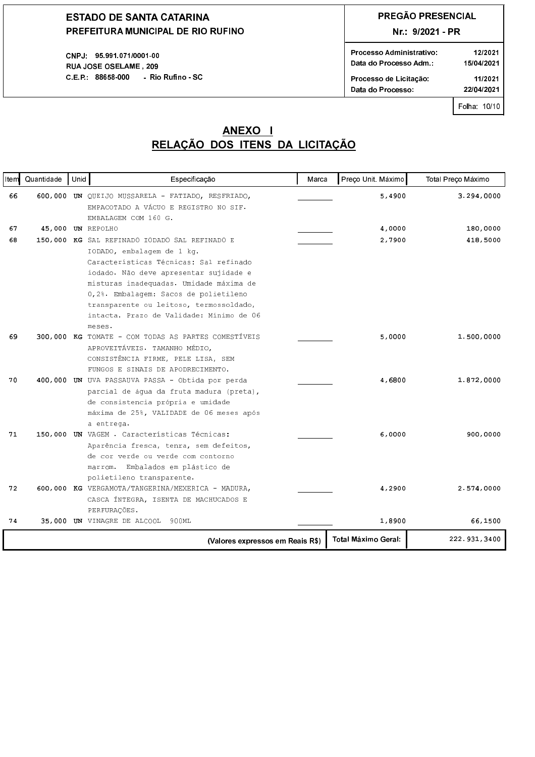**ESTADO DE SANTA CATARINA**
**PREFEITURA MUNICIPAL DE RIO RUFINO**

CNPJ: 95.991.071/0001-00
RUA JOSE OSELAME , 209
C.E.P.: 88658-000 - Rio Rufino - SC

**PREGÃO PRESENCIAL**
**Nr.: 9/2021 - PR**

| | |
|---|---|
| Processo Administrativo: | 12/2021 |
| Data do Processo Adm.: | 15/04/2021 |
| Processo de Licitação: | 11/2021 |
| Data do Processo: | 22/04/2021 |

Folha: 10/10

## ANEXO I
## RELAÇÃO DOS ITENS DA LICITAÇÃO

| Item | Quantidade | Unid | Especificação | Marca | Preço Unit. Máximo | Total Preço Máximo |
|---|---|---|---|---|---|---|
| 66 | 600,000 | UN | QUEIJO MUSSARELA - FATIADO, RESFRIADO, EMPACOTADO A VÁCUO E REGISTRO NO SIF. EMBALAGEM COM 160 G. | ________ | 5,4900 | 3.294,0000 |
| 67 | 45,000 | UN | REPOLHO | ________ | 4,0000 | 180,0000 |
| 68 | 150,000 | KG | SAL REFINADO IODADO SAL REFINADO E IODADO, embalagem de 1 kg. Características Técnicas: Sal refinado iodado. Não deve apresentar sujidade e misturas inadequadas. Umidade máxima de 0,2%. Embalagem: Sacos de polietileno transparente ou leitoso, termossoldado, intacta. Prazo de Validade: Mínimo de 06 meses. | ________ | 2,7900 | 418,5000 |
| 69 | 300,000 | KG | TOMATE - COM TODAS AS PARTES COMESTÍVEIS APROVEITÁVEIS. TAMANHO MÉDIO, CONSISTÊNCIA FIRME, PELE LISA, SEM FUNGOS E SINAIS DE APODRECIMENTO. | ________ | 5,0000 | 1.500,0000 |
| 70 | 400,000 | UN | UVA PASSAUVA PASSA - Obtida por perda parcial de água da fruta madura (preta), de consistencia própria e umidade máxima de 25%, VALIDADE de 06 meses após a entrega. | ________ | 4,6800 | 1.872,0000 |
| 71 | 150,000 | UN | VAGEM . Características Técnicas: Aparência fresca, tenra, sem defeitos, de cor verde ou verde com contorno marrom. Embalados em plástico de polietileno transparente. | ________ | 6,0000 | 900,0000 |
| 72 | 600,000 | KG | VERGAMOTA/TANGERINA/MEXERICA - MADURA, CASCA ÍNTEGRA, ISENTA DE MACHUCADOS E PERFURAÇÕES. | ________ | 4,2900 | 2.574,0000 |
| 74 | 35,000 | UN | VINAGRE DE ALCOOL 900ML | ________ | 1,8900 | 66,1500 |
| | | | (Valores expressos em Reais R$) | | Total Máximo Geral: | 222.931,3400 |